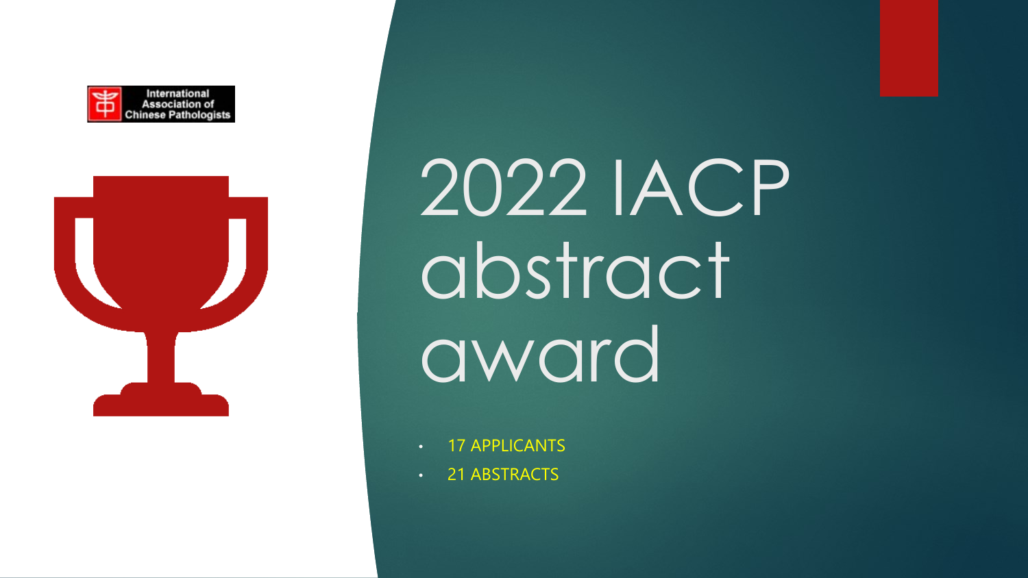International Association of Chinese Pathologists

# 2022 IACP abstract award

- 17 APPLICANTS
- 21 ABSTRACTS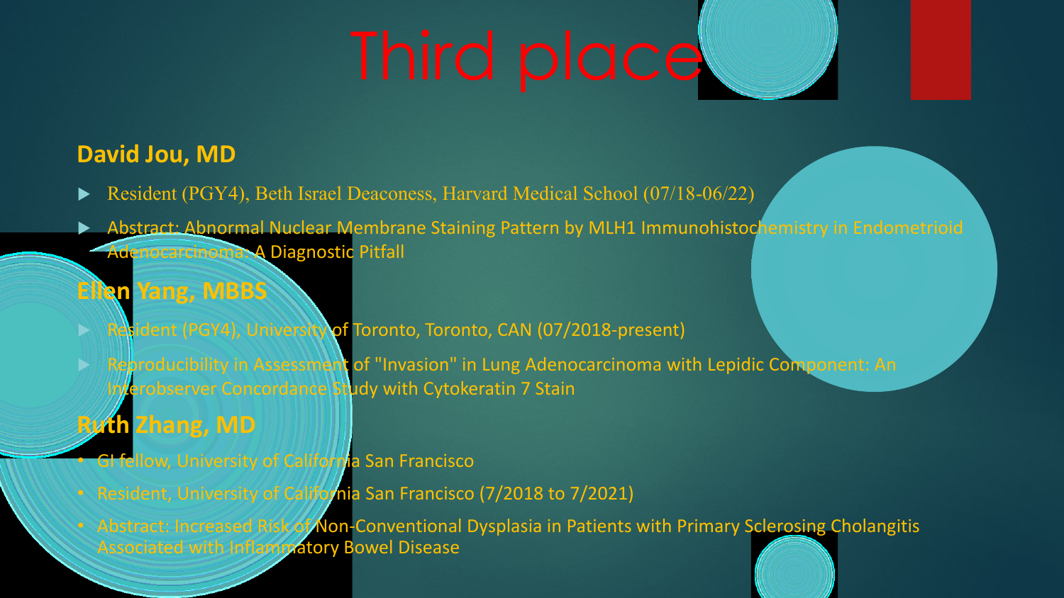# Third place

**David Jou, MD**

- Resident (PGY4), Beth Israel Deaconess, Harvard Medical School (07/18-06/22)
- Abstract: Abnormal Nuclear Membrane Staining Pattern by MLH1 Immunohistochemistry in Endometrioid Adenocarcinoma: A Diagnostic Pitfall

**Ellen Yang, MBBS**

- Resident (PGY4), University of Toronto, Toronto, CAN (07/2018-present)
- Reproducibility in Assessment of "Invasion" in Lung Adenocarcinoma with Lepidic Component: An Interobserver Concordance Study with Cytokeratin 7 Stain

**Ruth Zhang, MD**

- GI fellow, University of California San Francisco
- Resident, University of California San Francisco (7/2018 to 7/2021)
- Abstract: Increased Risk of Non-Conventional Dysplasia in Patients with Primary Sclerosing Cholangitis Associated with Inflammatory Bowel Disease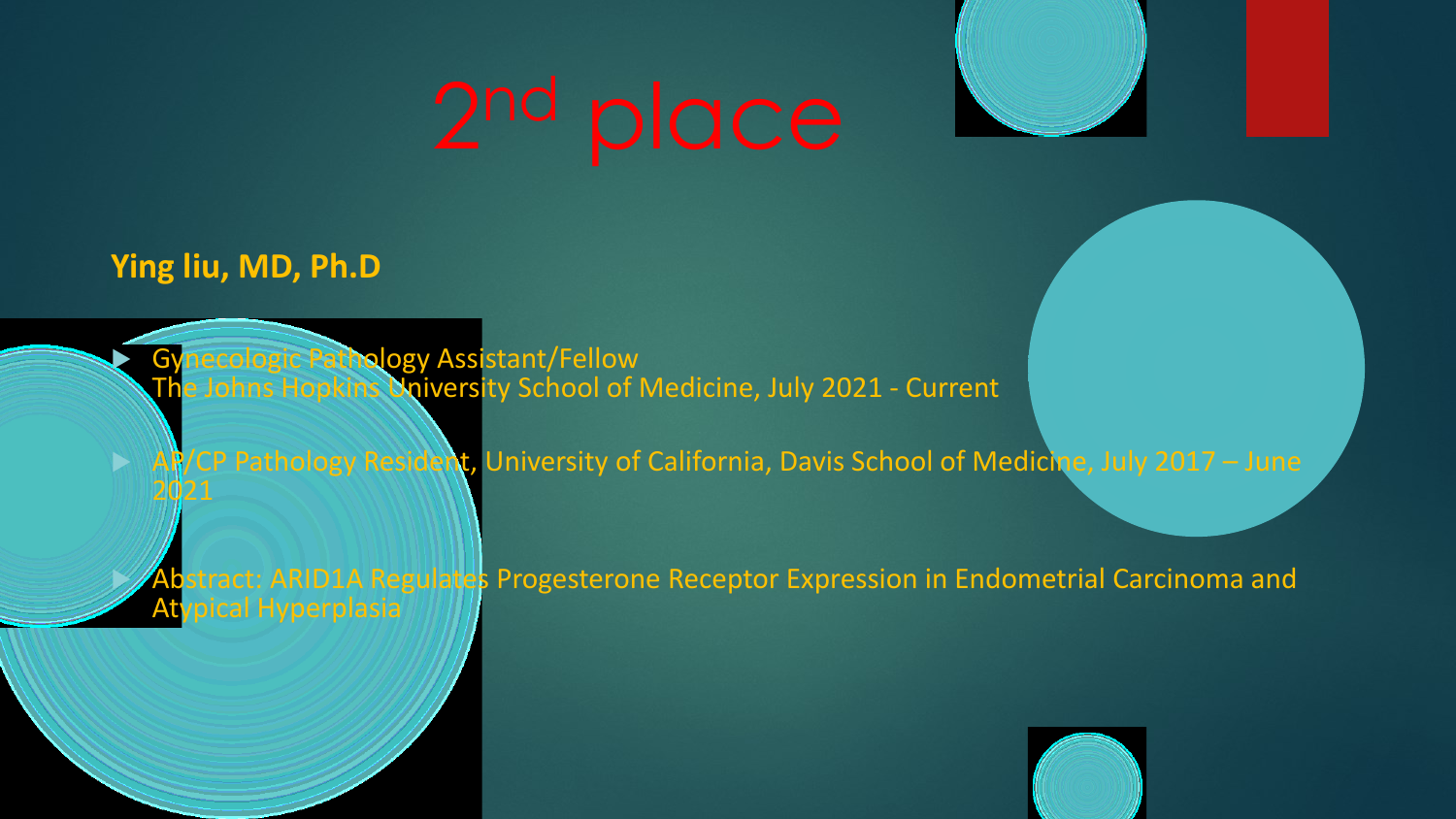# 2nd place

**Ying liu, MD, Ph.D**

- Gynecologic Pathology Assistant/Fellow
  The Johns Hopkins University School of Medicine, July 2021 - Current
- AP/CP Pathology Resident, University of California, Davis School of Medicine, July 2017 – June 2021
- Abstract: ARID1A Regulates Progesterone Receptor Expression in Endometrial Carcinoma and Atypical Hyperplasia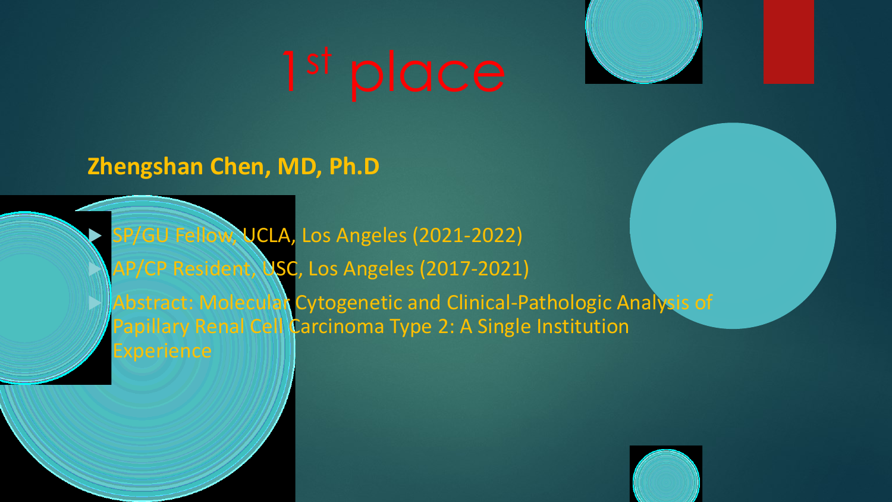# 1st place

**Zhengshan Chen, MD, Ph.D**

- SP/GU Fellow, UCLA, Los Angeles (2021-2022)
- AP/CP Resident, USC, Los Angeles (2017-2021)
- Abstract: Molecular Cytogenetic and Clinical-Pathologic Analysis of Papillary Renal Cell Carcinoma Type 2: A Single Institution Experience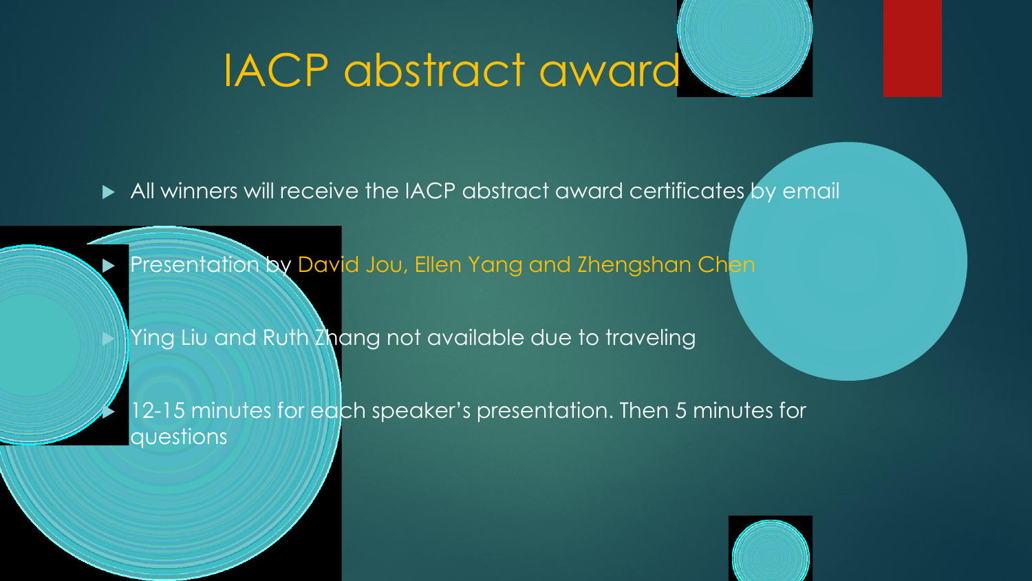# IACP abstract award

- All winners will receive the IACP abstract award certificates by email
- Presentation by David Jou, Ellen Yang and Zhengshan Chen
- Ying Liu and Ruth Zhang not available due to traveling
- 12-15 minutes for each speaker's presentation. Then 5 minutes for questions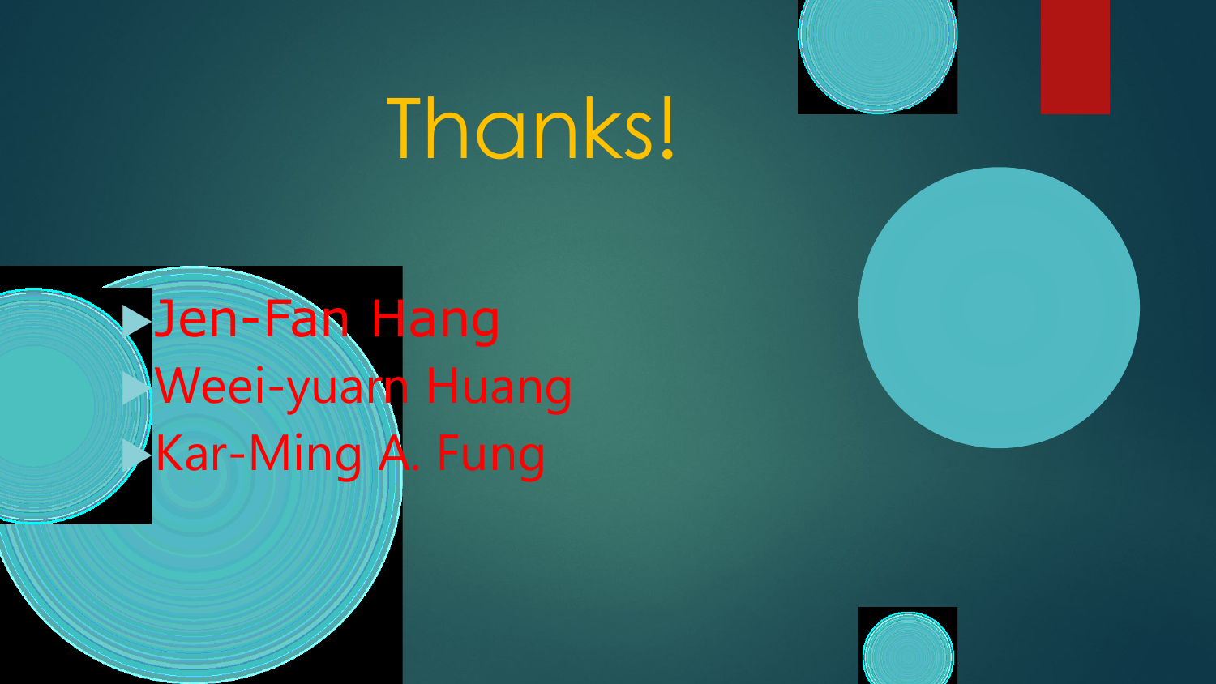# Thanks!

- Jen-Fan Hang
- Weei-yuarn Huang
- Kar-Ming A. Fung